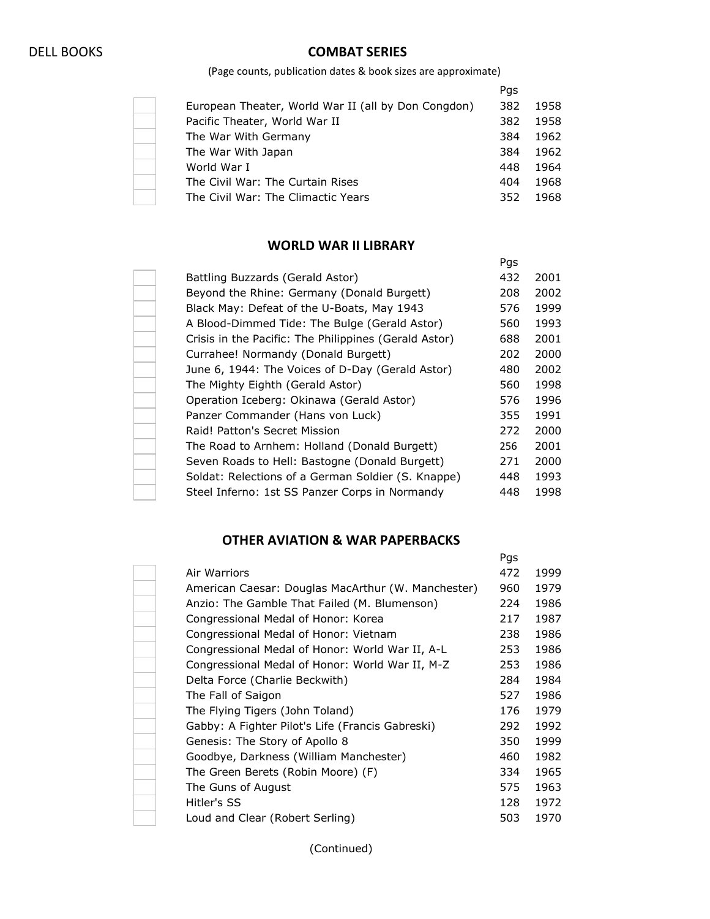DELL BOOKS

## COMBAT SERIES

(Page counts, publication dates & book sizes are approximate)

| | Title | Pgs | |
|---|---|---|---|
| | European Theater, World War II (all by Don Congdon) | 382 | 1958 |
| | Pacific Theater, World War II | 382 | 1958 |
| | The War With Germany | 384 | 1962 |
| | The War With Japan | 384 | 1962 |
| | World War I | 448 | 1964 |
| | The Civil War: The Curtain Rises | 404 | 1968 |
| | The Civil War: The Climactic Years | 352 | 1968 |

## WORLD WAR II LIBRARY

| | Title | Pgs | |
|---|---|---|---|
| | Battling Buzzards (Gerald Astor) | 432 | 2001 |
| | Beyond the Rhine: Germany (Donald Burgett) | 208 | 2002 |
| | Black May: Defeat of the U-Boats, May 1943 | 576 | 1999 |
| | A Blood-Dimmed Tide: The Bulge (Gerald Astor) | 560 | 1993 |
| | Crisis in the Pacific: The Philippines (Gerald Astor) | 688 | 2001 |
| | Currahee! Normandy (Donald Burgett) | 202 | 2000 |
| | June 6, 1944: The Voices of D-Day (Gerald Astor) | 480 | 2002 |
| | The Mighty Eighth (Gerald Astor) | 560 | 1998 |
| | Operation Iceberg: Okinawa (Gerald Astor) | 576 | 1996 |
| | Panzer Commander (Hans von Luck) | 355 | 1991 |
| | Raid! Patton's Secret Mission | 272 | 2000 |
| | The Road to Arnhem: Holland (Donald Burgett) | 256 | 2001 |
| | Seven Roads to Hell: Bastogne (Donald Burgett) | 271 | 2000 |
| | Soldat: Relections of a German Soldier (S. Knappe) | 448 | 1993 |
| | Steel Inferno: 1st SS Panzer Corps in Normandy | 448 | 1998 |

## OTHER AVIATION & WAR PAPERBACKS

| | Title | Pgs | |
|---|---|---|---|
| | Air Warriors | 472 | 1999 |
| | American Caesar: Douglas MacArthur (W. Manchester) | 960 | 1979 |
| | Anzio: The Gamble That Failed (M. Blumenson) | 224 | 1986 |
| | Congressional Medal of Honor: Korea | 217 | 1987 |
| | Congressional Medal of Honor: Vietnam | 238 | 1986 |
| | Congressional Medal of Honor: World War II, A-L | 253 | 1986 |
| | Congressional Medal of Honor: World War II, M-Z | 253 | 1986 |
| | Delta Force (Charlie Beckwith) | 284 | 1984 |
| | The Fall of Saigon | 527 | 1986 |
| | The Flying Tigers (John Toland) | 176 | 1979 |
| | Gabby: A Fighter Pilot's Life (Francis Gabreski) | 292 | 1992 |
| | Genesis: The Story of Apollo 8 | 350 | 1999 |
| | Goodbye, Darkness (William Manchester) | 460 | 1982 |
| | The Green Berets (Robin Moore) (F) | 334 | 1965 |
| | The Guns of August | 575 | 1963 |
| | Hitler's SS | 128 | 1972 |
| | Loud and Clear (Robert Serling) | 503 | 1970 |

(Continued)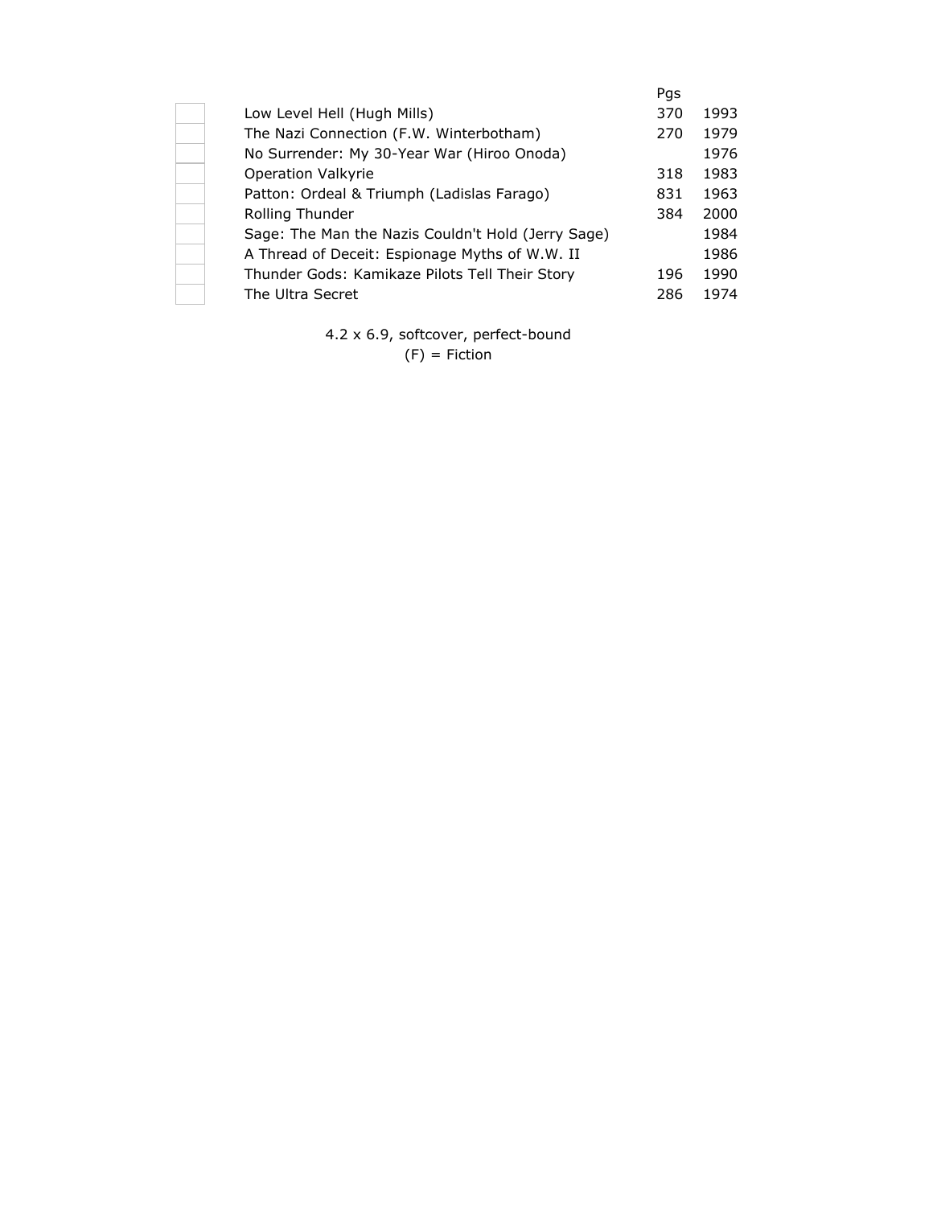| | | Pgs | |
|---|---|---|---|
| | Low Level Hell (Hugh Mills) | 370 | 1993 |
| | The Nazi Connection (F.W. Winterbotham) | 270 | 1979 |
| | No Surrender: My 30-Year War (Hiroo Onoda) | | 1976 |
| | Operation Valkyrie | 318 | 1983 |
| | Patton: Ordeal & Triumph (Ladislas Farago) | 831 | 1963 |
| | Rolling Thunder | 384 | 2000 |
| | Sage: The Man the Nazis Couldn't Hold (Jerry Sage) | | 1984 |
| | A Thread of Deceit: Espionage Myths of W.W. II | | 1986 |
| | Thunder Gods: Kamikaze Pilots Tell Their Story | 196 | 1990 |
| | The Ultra Secret | 286 | 1974 |

4.2 x 6.9, softcover, perfect-bound

(F) = Fiction